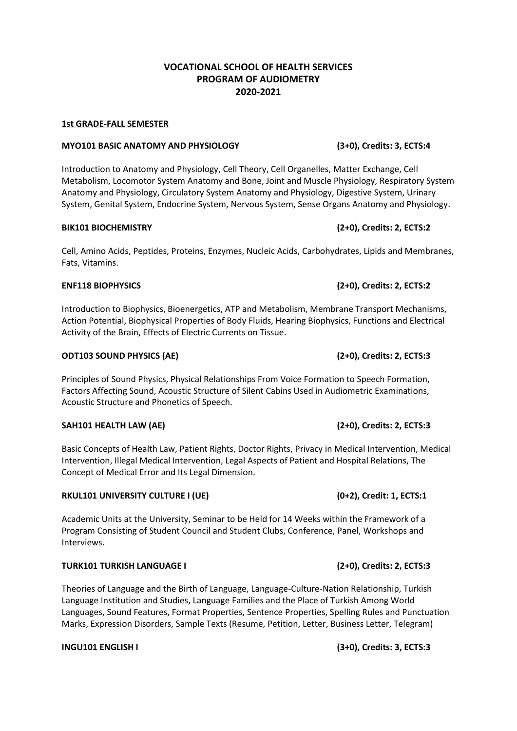# VOCATIONAL SCHOOL OF HEALTH SERVICES
# PROGRAM OF AUDIOMETRY
# 2020-2021

## 1st GRADE-FALL SEMESTER

**MYO101 BASIC ANATOMY AND PHYSIOLOGY (3+0), Credits: 3, ECTS:4**

Introduction to Anatomy and Physiology, Cell Theory, Cell Organelles, Matter Exchange, Cell Metabolism, Locomotor System Anatomy and Bone, Joint and Muscle Physiology, Respiratory System Anatomy and Physiology, Circulatory System Anatomy and Physiology, Digestive System, Urinary System, Genital System, Endocrine System, Nervous System, Sense Organs Anatomy and Physiology.

**BIK101 BIOCHEMISTRY (2+0), Credits: 2, ECTS:2**

Cell, Amino Acids, Peptides, Proteins, Enzymes, Nucleic Acids, Carbohydrates, Lipids and Membranes, Fats, Vitamins.

**ENF118 BIOPHYSICS (2+0), Credits: 2, ECTS:2**

Introduction to Biophysics, Bioenergetics, ATP and Metabolism, Membrane Transport Mechanisms, Action Potential, Biophysical Properties of Body Fluids, Hearing Biophysics, Functions and Electrical Activity of the Brain, Effects of Electric Currents on Tissue.

**ODT103 SOUND PHYSICS (AE) (2+0), Credits: 2, ECTS:3**

Principles of Sound Physics, Physical Relationships From Voice Formation to Speech Formation, Factors Affecting Sound, Acoustic Structure of Silent Cabins Used in Audiometric Examinations, Acoustic Structure and Phonetics of Speech.

**SAH101 HEALTH LAW (AE) (2+0), Credits: 2, ECTS:3**

Basic Concepts of Health Law, Patient Rights, Doctor Rights, Privacy in Medical Intervention, Medical Intervention, Illegal Medical Intervention, Legal Aspects of Patient and Hospital Relations, The Concept of Medical Error and Its Legal Dimension.

**RKUL101 UNIVERSITY CULTURE I (UE) (0+2), Credit: 1, ECTS:1**

Academic Units at the University, Seminar to be Held for 14 Weeks within the Framework of a Program Consisting of Student Council and Student Clubs, Conference, Panel, Workshops and Interviews.

**TURK101 TURKISH LANGUAGE I (2+0), Credits: 2, ECTS:3**

Theories of Language and the Birth of Language, Language-Culture-Nation Relationship, Turkish Language Institution and Studies, Language Families and the Place of Turkish Among World Languages, Sound Features, Format Properties, Sentence Properties, Spelling Rules and Punctuation Marks, Expression Disorders, Sample Texts (Resume, Petition, Letter, Business Letter, Telegram)

**INGU101 ENGLISH I (3+0), Credits: 3, ECTS:3**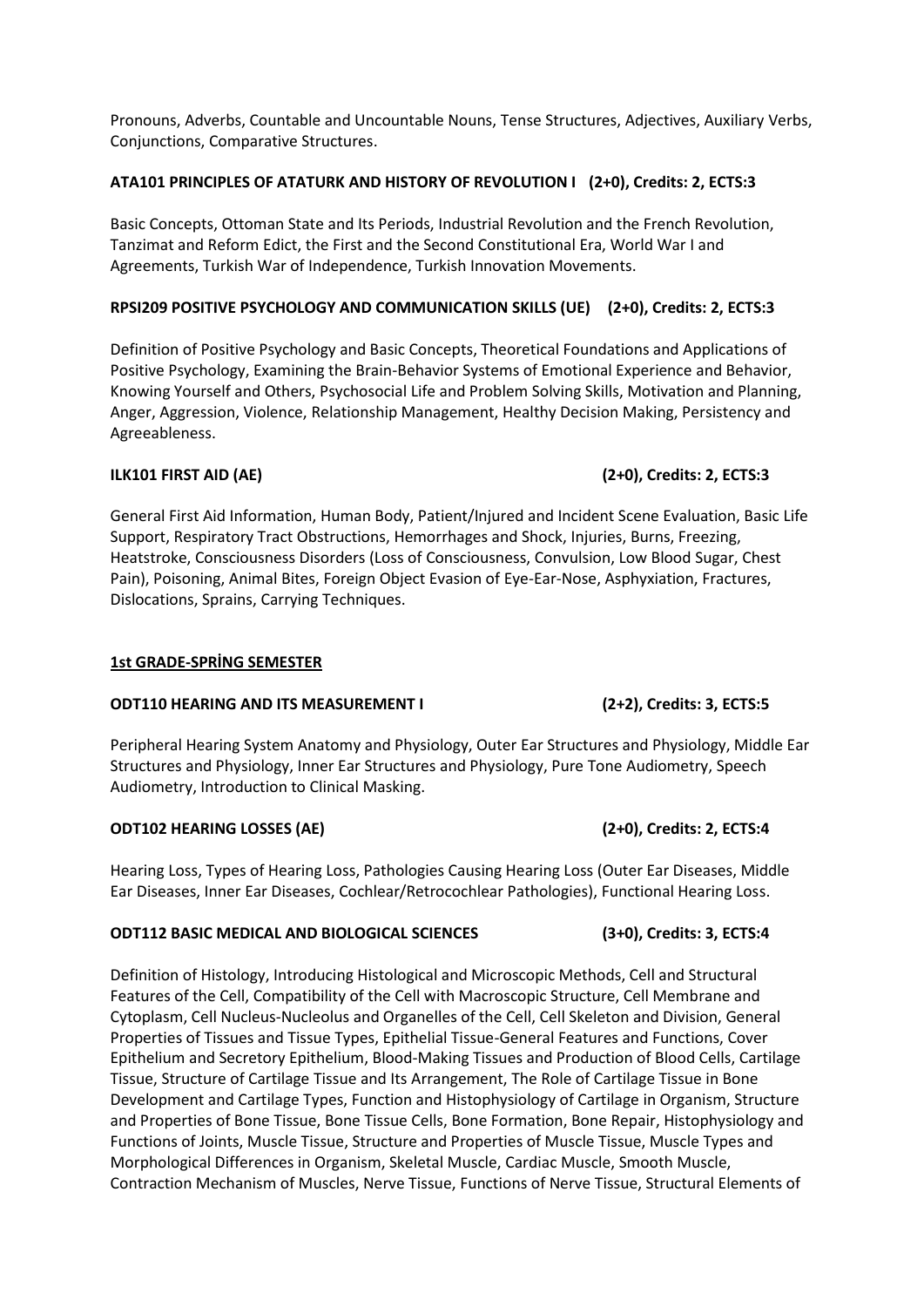Pronouns, Adverbs, Countable and Uncountable Nouns, Tense Structures, Adjectives, Auxiliary Verbs, Conjunctions, Comparative Structures.

**ATA101 PRINCIPLES OF ATATURK AND HISTORY OF REVOLUTION I (2+0), Credits: 2, ECTS:3**

Basic Concepts, Ottoman State and Its Periods, Industrial Revolution and the French Revolution, Tanzimat and Reform Edict, the First and the Second Constitutional Era, World War I and Agreements, Turkish War of Independence, Turkish Innovation Movements.

**RPSI209 POSITIVE PSYCHOLOGY AND COMMUNICATION SKILLS (UE) (2+0), Credits: 2, ECTS:3**

Definition of Positive Psychology and Basic Concepts, Theoretical Foundations and Applications of Positive Psychology, Examining the Brain-Behavior Systems of Emotional Experience and Behavior, Knowing Yourself and Others, Psychosocial Life and Problem Solving Skills, Motivation and Planning, Anger, Aggression, Violence, Relationship Management, Healthy Decision Making, Persistency and Agreeableness.

**ILK101 FIRST AID (AE) (2+0), Credits: 2, ECTS:3**

General First Aid Information, Human Body, Patient/Injured and Incident Scene Evaluation, Basic Life Support, Respiratory Tract Obstructions, Hemorrhages and Shock, Injuries, Burns, Freezing, Heatstroke, Consciousness Disorders (Loss of Consciousness, Convulsion, Low Blood Sugar, Chest Pain), Poisoning, Animal Bites, Foreign Object Evasion of Eye-Ear-Nose, Asphyxiation, Fractures, Dislocations, Sprains, Carrying Techniques.

**1st GRADE-SPRİNG SEMESTER**

**ODT110 HEARING AND ITS MEASUREMENT I (2+2), Credits: 3, ECTS:5**

Peripheral Hearing System Anatomy and Physiology, Outer Ear Structures and Physiology, Middle Ear Structures and Physiology, Inner Ear Structures and Physiology, Pure Tone Audiometry, Speech Audiometry, Introduction to Clinical Masking.

**ODT102 HEARING LOSSES (AE) (2+0), Credits: 2, ECTS:4**

Hearing Loss, Types of Hearing Loss, Pathologies Causing Hearing Loss (Outer Ear Diseases, Middle Ear Diseases, Inner Ear Diseases, Cochlear/Retrocochlear Pathologies), Functional Hearing Loss.

**ODT112 BASIC MEDICAL AND BIOLOGICAL SCIENCES (3+0), Credits: 3, ECTS:4**

Definition of Histology, Introducing Histological and Microscopic Methods, Cell and Structural Features of the Cell, Compatibility of the Cell with Macroscopic Structure, Cell Membrane and Cytoplasm, Cell Nucleus-Nucleolus and Organelles of the Cell, Cell Skeleton and Division, General Properties of Tissues and Tissue Types, Epithelial Tissue-General Features and Functions, Cover Epithelium and Secretory Epithelium, Blood-Making Tissues and Production of Blood Cells, Cartilage Tissue, Structure of Cartilage Tissue and Its Arrangement, The Role of Cartilage Tissue in Bone Development and Cartilage Types, Function and Histophysiology of Cartilage in Organism, Structure and Properties of Bone Tissue, Bone Tissue Cells, Bone Formation, Bone Repair, Histophysiology and Functions of Joints, Muscle Tissue, Structure and Properties of Muscle Tissue, Muscle Types and Morphological Differences in Organism, Skeletal Muscle, Cardiac Muscle, Smooth Muscle, Contraction Mechanism of Muscles, Nerve Tissue, Functions of Nerve Tissue, Structural Elements of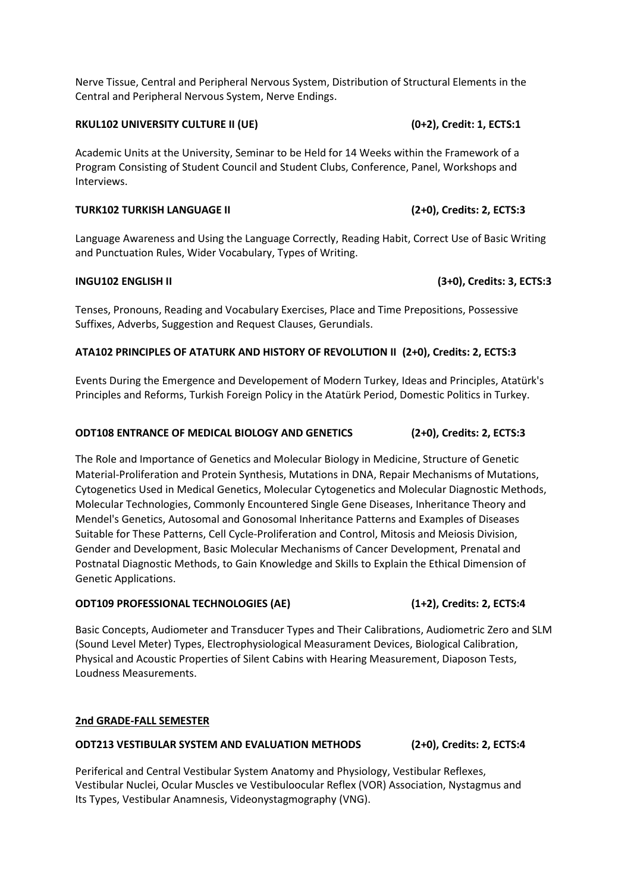Nerve Tissue, Central and Peripheral Nervous System, Distribution of Structural Elements in the Central and Peripheral Nervous System, Nerve Endings.

**RKUL102 UNIVERSITY CULTURE II (UE) (0+2), Credit: 1, ECTS:1**

Academic Units at the University, Seminar to be Held for 14 Weeks within the Framework of a Program Consisting of Student Council and Student Clubs, Conference, Panel, Workshops and Interviews.

**TURK102 TURKISH LANGUAGE II (2+0), Credits: 2, ECTS:3**

Language Awareness and Using the Language Correctly, Reading Habit, Correct Use of Basic Writing and Punctuation Rules, Wider Vocabulary, Types of Writing.

**INGU102 ENGLISH II (3+0), Credits: 3, ECTS:3**

Tenses, Pronouns, Reading and Vocabulary Exercises, Place and Time Prepositions, Possessive Suffixes, Adverbs, Suggestion and Request Clauses, Gerundials.

**ATA102 PRINCIPLES OF ATATURK AND HISTORY OF REVOLUTION II (2+0), Credits: 2, ECTS:3**

Events During the Emergence and Developement of Modern Turkey, Ideas and Principles, Atatürk's Principles and Reforms, Turkish Foreign Policy in the Atatürk Period, Domestic Politics in Turkey.

**ODT108 ENTRANCE OF MEDICAL BIOLOGY AND GENETICS (2+0), Credits: 2, ECTS:3**

The Role and Importance of Genetics and Molecular Biology in Medicine, Structure of Genetic Material-Proliferation and Protein Synthesis, Mutations in DNA, Repair Mechanisms of Mutations, Cytogenetics Used in Medical Genetics, Molecular Cytogenetics and Molecular Diagnostic Methods, Molecular Technologies, Commonly Encountered Single Gene Diseases, Inheritance Theory and Mendel's Genetics, Autosomal and Gonosomal Inheritance Patterns and Examples of Diseases Suitable for These Patterns, Cell Cycle-Proliferation and Control, Mitosis and Meiosis Division, Gender and Development, Basic Molecular Mechanisms of Cancer Development, Prenatal and Postnatal Diagnostic Methods, to Gain Knowledge and Skills to Explain the Ethical Dimension of Genetic Applications.

**ODT109 PROFESSIONAL TECHNOLOGIES (AE) (1+2), Credits: 2, ECTS:4**

Basic Concepts, Audiometer and Transducer Types and Their Calibrations, Audiometric Zero and SLM (Sound Level Meter) Types, Electrophysiological Measurament Devices, Biological Calibration, Physical and Acoustic Properties of Silent Cabins with Hearing Measurement, Diaposon Tests, Loudness Measurements.

## 2nd GRADE-FALL SEMESTER

**ODT213 VESTIBULAR SYSTEM AND EVALUATION METHODS (2+0), Credits: 2, ECTS:4**

Periferical and Central Vestibular System Anatomy and Physiology, Vestibular Reflexes, Vestibular Nuclei, Ocular Muscles ve Vestibuloocular Reflex (VOR) Association, Nystagmus and Its Types, Vestibular Anamnesis, Videonystagmography (VNG).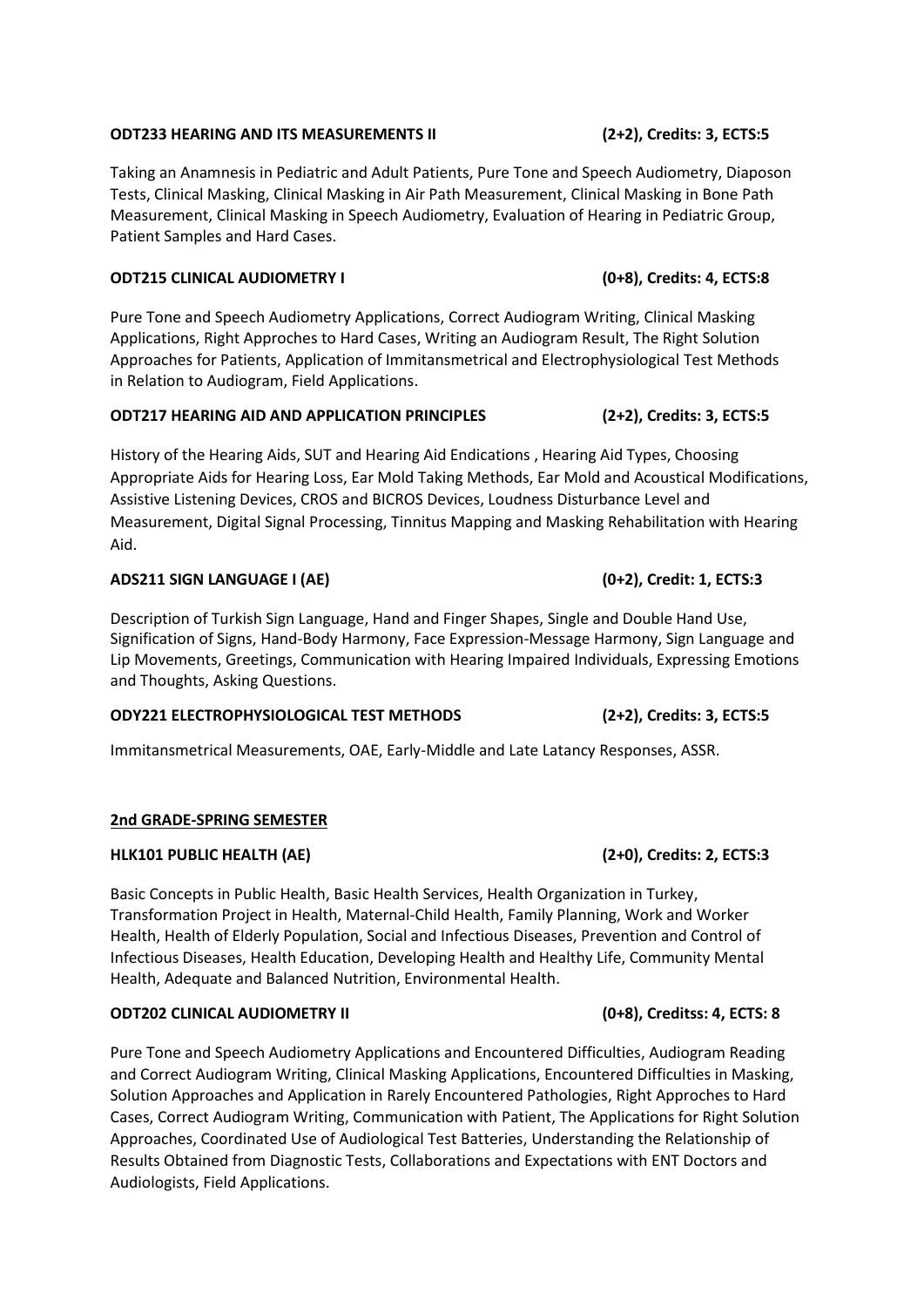**ODT233 HEARING AND ITS MEASUREMENTS II (2+2), Credits: 3, ECTS:5**

Taking an Anamnesis in Pediatric and Adult Patients, Pure Tone and Speech Audiometry, Diaposon Tests, Clinical Masking, Clinical Masking in Air Path Measurement, Clinical Masking in Bone Path Measurement, Clinical Masking in Speech Audiometry, Evaluation of Hearing in Pediatric Group, Patient Samples and Hard Cases.

**ODT215 CLINICAL AUDIOMETRY I (0+8), Credits: 4, ECTS:8**

Pure Tone and Speech Audiometry Applications, Correct Audiogram Writing, Clinical Masking Applications, Right Approches to Hard Cases, Writing an Audiogram Result, The Right Solution Approaches for Patients, Application of Immitansmetrical and Electrophysiological Test Methods in Relation to Audiogram, Field Applications.

**ODT217 HEARING AID AND APPLICATION PRINCIPLES (2+2), Credits: 3, ECTS:5**

History of the Hearing Aids, SUT and Hearing Aid Endications , Hearing Aid Types, Choosing Appropriate Aids for Hearing Loss, Ear Mold Taking Methods, Ear Mold and Acoustical Modifications, Assistive Listening Devices, CROS and BICROS Devices, Loudness Disturbance Level and Measurement, Digital Signal Processing, Tinnitus Mapping and Masking Rehabilitation with Hearing Aid.

**ADS211 SIGN LANGUAGE I (AE) (0+2), Credit: 1, ECTS:3**

Description of Turkish Sign Language, Hand and Finger Shapes, Single and Double Hand Use, Signification of Signs, Hand-Body Harmony, Face Expression-Message Harmony, Sign Language and Lip Movements, Greetings, Communication with Hearing Impaired Individuals, Expressing Emotions and Thoughts, Asking Questions.

**ODY221 ELECTROPHYSIOLOGICAL TEST METHODS (2+2), Credits: 3, ECTS:5**

Immitansmetrical Measurements, OAE, Early-Middle and Late Latancy Responses, ASSR.

**2nd GRADE-SPRING SEMESTER**

**HLK101 PUBLIC HEALTH (AE) (2+0), Credits: 2, ECTS:3**

Basic Concepts in Public Health, Basic Health Services, Health Organization in Turkey, Transformation Project in Health, Maternal-Child Health, Family Planning, Work and Worker Health, Health of Elderly Population, Social and Infectious Diseases, Prevention and Control of Infectious Diseases, Health Education, Developing Health and Healthy Life, Community Mental Health, Adequate and Balanced Nutrition, Environmental Health.

**ODT202 CLINICAL AUDIOMETRY II (0+8), Creditss: 4, ECTS: 8**

Pure Tone and Speech Audiometry Applications and Encountered Difficulties, Audiogram Reading and Correct Audiogram Writing, Clinical Masking Applications, Encountered Difficulties in Masking, Solution Approaches and Application in Rarely Encountered Pathologies, Right Approches to Hard Cases, Correct Audiogram Writing, Communication with Patient, The Applications for Right Solution Approaches, Coordinated Use of Audiological Test Batteries, Understanding the Relationship of Results Obtained from Diagnostic Tests, Collaborations and Expectations with ENT Doctors and Audiologists, Field Applications.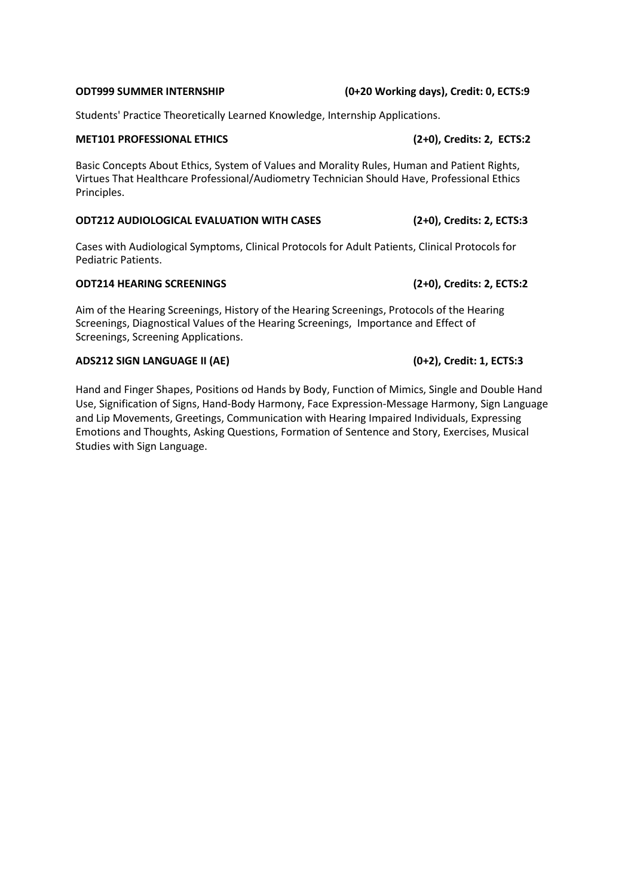**ODT999 SUMMER INTERNSHIP (0+20 Working days), Credit: 0, ECTS:9**

Students' Practice Theoretically Learned Knowledge, Internship Applications.

**MET101 PROFESSIONAL ETHICS (2+0), Credits: 2, ECTS:2**

Basic Concepts About Ethics, System of Values and Morality Rules, Human and Patient Rights, Virtues That Healthcare Professional/Audiometry Technician Should Have, Professional Ethics Principles.

**ODT212 AUDIOLOGICAL EVALUATION WITH CASES (2+0), Credits: 2, ECTS:3**

Cases with Audiological Symptoms, Clinical Protocols for Adult Patients, Clinical Protocols for Pediatric Patients.

**ODT214 HEARING SCREENINGS (2+0), Credits: 2, ECTS:2**

Aim of the Hearing Screenings, History of the Hearing Screenings, Protocols of the Hearing Screenings, Diagnostical Values of the Hearing Screenings, Importance and Effect of Screenings, Screening Applications.

**ADS212 SIGN LANGUAGE II (AE) (0+2), Credit: 1, ECTS:3**

Hand and Finger Shapes, Positions od Hands by Body, Function of Mimics, Single and Double Hand Use, Signification of Signs, Hand-Body Harmony, Face Expression-Message Harmony, Sign Language and Lip Movements, Greetings, Communication with Hearing Impaired Individuals, Expressing Emotions and Thoughts, Asking Questions, Formation of Sentence and Story, Exercises, Musical Studies with Sign Language.